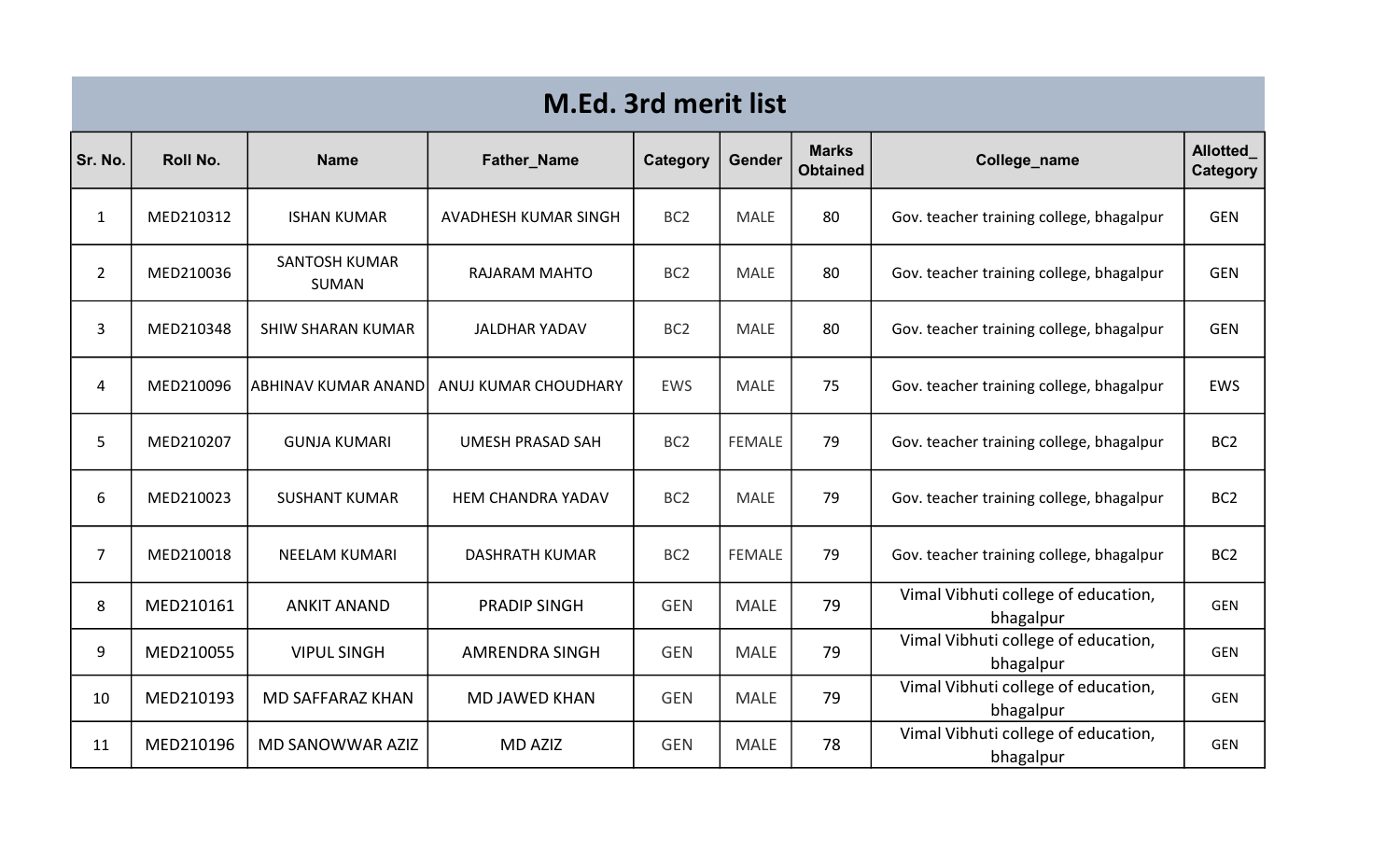# M.Ed. 3rd merit list

| Sr. No. | Roll No. | Name | Father_Name | Category | Gender | Marks Obtained | College_name | Allotted_ Category |
|---|---|---|---|---|---|---|---|---|
| 1 | MED210312 | ISHAN KUMAR | AVADHESH KUMAR SINGH | BC2 | MALE | 80 | Gov. teacher training college, bhagalpur | GEN |
| 2 | MED210036 | SANTOSH KUMAR SUMAN | RAJARAM MAHTO | BC2 | MALE | 80 | Gov. teacher training college, bhagalpur | GEN |
| 3 | MED210348 | SHIW SHARAN KUMAR | JALDHAR YADAV | BC2 | MALE | 80 | Gov. teacher training college, bhagalpur | GEN |
| 4 | MED210096 | ABHINAV KUMAR ANAND | ANUJ KUMAR CHOUDHARY | EWS | MALE | 75 | Gov. teacher training college, bhagalpur | EWS |
| 5 | MED210207 | GUNJA KUMARI | UMESH PRASAD SAH | BC2 | FEMALE | 79 | Gov. teacher training college, bhagalpur | BC2 |
| 6 | MED210023 | SUSHANT KUMAR | HEM CHANDRA YADAV | BC2 | MALE | 79 | Gov. teacher training college, bhagalpur | BC2 |
| 7 | MED210018 | NEELAM KUMARI | DASHRATH KUMAR | BC2 | FEMALE | 79 | Gov. teacher training college, bhagalpur | BC2 |
| 8 | MED210161 | ANKIT ANAND | PRADIP SINGH | GEN | MALE | 79 | Vimal Vibhuti college of education, bhagalpur | GEN |
| 9 | MED210055 | VIPUL SINGH | AMRENDRA SINGH | GEN | MALE | 79 | Vimal Vibhuti college of education, bhagalpur | GEN |
| 10 | MED210193 | MD SAFFARAZ KHAN | MD JAWED KHAN | GEN | MALE | 79 | Vimal Vibhuti college of education, bhagalpur | GEN |
| 11 | MED210196 | MD SANOWWAR AZIZ | MD AZIZ | GEN | MALE | 78 | Vimal Vibhuti college of education, bhagalpur | GEN |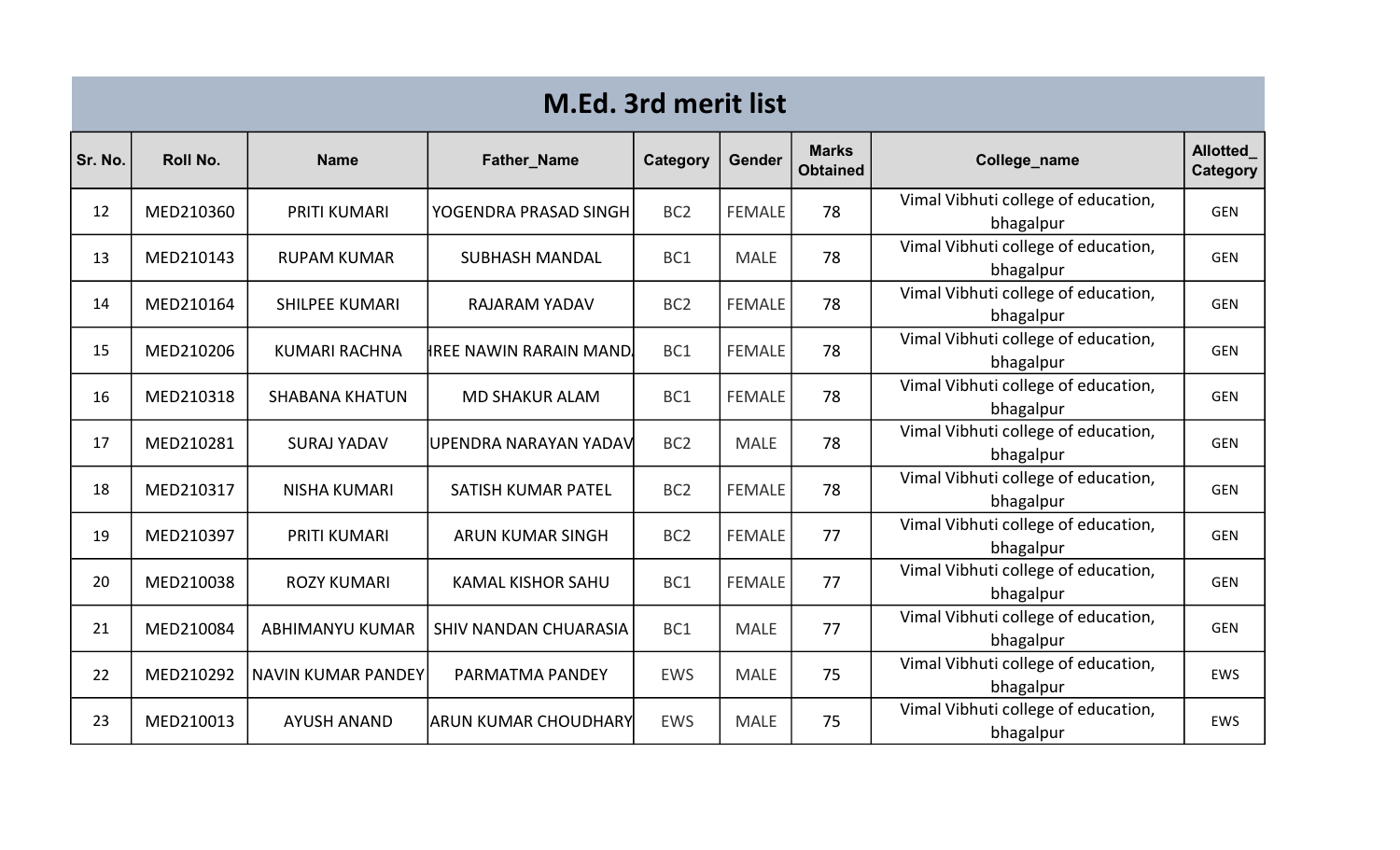# M.Ed. 3rd merit list

| Sr. No. | Roll No. | Name | Father_Name | Category | Gender | Marks Obtained | College_name | Allotted_ Category |
|---|---|---|---|---|---|---|---|---|
| 12 | MED210360 | PRITI KUMARI | YOGENDRA PRASAD SINGH | BC2 | FEMALE | 78 | Vimal Vibhuti college of education, bhagalpur | GEN |
| 13 | MED210143 | RUPAM KUMAR | SUBHASH MANDAL | BC1 | MALE | 78 | Vimal Vibhuti college of education, bhagalpur | GEN |
| 14 | MED210164 | SHILPEE KUMARI | RAJARAM YADAV | BC2 | FEMALE | 78 | Vimal Vibhuti college of education, bhagalpur | GEN |
| 15 | MED210206 | KUMARI RACHNA | HREE NAWIN RARAIN MAND | BC1 | FEMALE | 78 | Vimal Vibhuti college of education, bhagalpur | GEN |
| 16 | MED210318 | SHABANA KHATUN | MD SHAKUR ALAM | BC1 | FEMALE | 78 | Vimal Vibhuti college of education, bhagalpur | GEN |
| 17 | MED210281 | SURAJ YADAV | UPENDRA NARAYAN YADAV | BC2 | MALE | 78 | Vimal Vibhuti college of education, bhagalpur | GEN |
| 18 | MED210317 | NISHA KUMARI | SATISH KUMAR PATEL | BC2 | FEMALE | 78 | Vimal Vibhuti college of education, bhagalpur | GEN |
| 19 | MED210397 | PRITI KUMARI | ARUN KUMAR SINGH | BC2 | FEMALE | 77 | Vimal Vibhuti college of education, bhagalpur | GEN |
| 20 | MED210038 | ROZY KUMARI | KAMAL KISHOR SAHU | BC1 | FEMALE | 77 | Vimal Vibhuti college of education, bhagalpur | GEN |
| 21 | MED210084 | ABHIMANYU KUMAR | SHIV NANDAN CHUARASIA | BC1 | MALE | 77 | Vimal Vibhuti college of education, bhagalpur | GEN |
| 22 | MED210292 | NAVIN KUMAR PANDEY | PARMATMA PANDEY | EWS | MALE | 75 | Vimal Vibhuti college of education, bhagalpur | EWS |
| 23 | MED210013 | AYUSH ANAND | ARUN KUMAR CHOUDHARY | EWS | MALE | 75 | Vimal Vibhuti college of education, bhagalpur | EWS |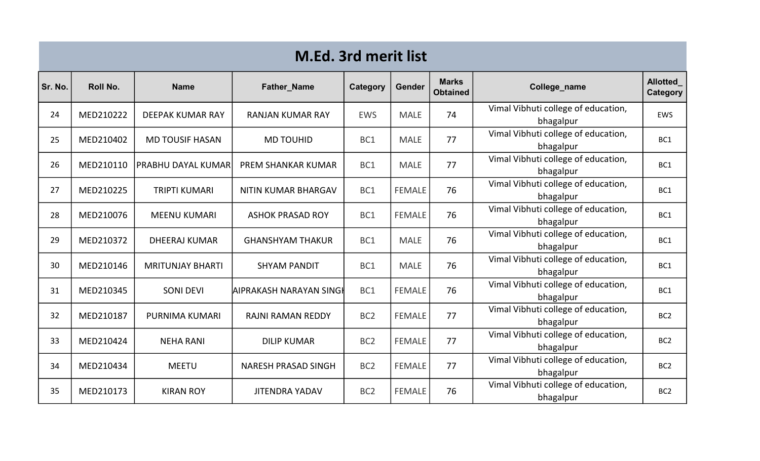# M.Ed. 3rd merit list

| Sr. No. | Roll No. | Name | Father_Name | Category | Gender | Marks Obtained | College_name | Allotted_ Category |
|---|---|---|---|---|---|---|---|---|
| 24 | MED210222 | DEEPAK KUMAR RAY | RANJAN KUMAR RAY | EWS | MALE | 74 | Vimal Vibhuti college of education, bhagalpur | EWS |
| 25 | MED210402 | MD TOUSIF HASAN | MD TOUHID | BC1 | MALE | 77 | Vimal Vibhuti college of education, bhagalpur | BC1 |
| 26 | MED210110 | PRABHU DAYAL KUMAR | PREM SHANKAR KUMAR | BC1 | MALE | 77 | Vimal Vibhuti college of education, bhagalpur | BC1 |
| 27 | MED210225 | TRIPTI KUMARI | NITIN KUMAR BHARGAV | BC1 | FEMALE | 76 | Vimal Vibhuti college of education, bhagalpur | BC1 |
| 28 | MED210076 | MEENU KUMARI | ASHOK PRASAD ROY | BC1 | FEMALE | 76 | Vimal Vibhuti college of education, bhagalpur | BC1 |
| 29 | MED210372 | DHEERAJ KUMAR | GHANSHYAM THAKUR | BC1 | MALE | 76 | Vimal Vibhuti college of education, bhagalpur | BC1 |
| 30 | MED210146 | MRITUNJAY BHARTI | SHYAM PANDIT | BC1 | MALE | 76 | Vimal Vibhuti college of education, bhagalpur | BC1 |
| 31 | MED210345 | SONI DEVI | AIPRAKASH NARAYAN SINGH | BC1 | FEMALE | 76 | Vimal Vibhuti college of education, bhagalpur | BC1 |
| 32 | MED210187 | PURNIMA KUMARI | RAJNI RAMAN REDDY | BC2 | FEMALE | 77 | Vimal Vibhuti college of education, bhagalpur | BC2 |
| 33 | MED210424 | NEHA RANI | DILIP KUMAR | BC2 | FEMALE | 77 | Vimal Vibhuti college of education, bhagalpur | BC2 |
| 34 | MED210434 | MEETU | NARESH PRASAD SINGH | BC2 | FEMALE | 77 | Vimal Vibhuti college of education, bhagalpur | BC2 |
| 35 | MED210173 | KIRAN ROY | JITENDRA YADAV | BC2 | FEMALE | 76 | Vimal Vibhuti college of education, bhagalpur | BC2 |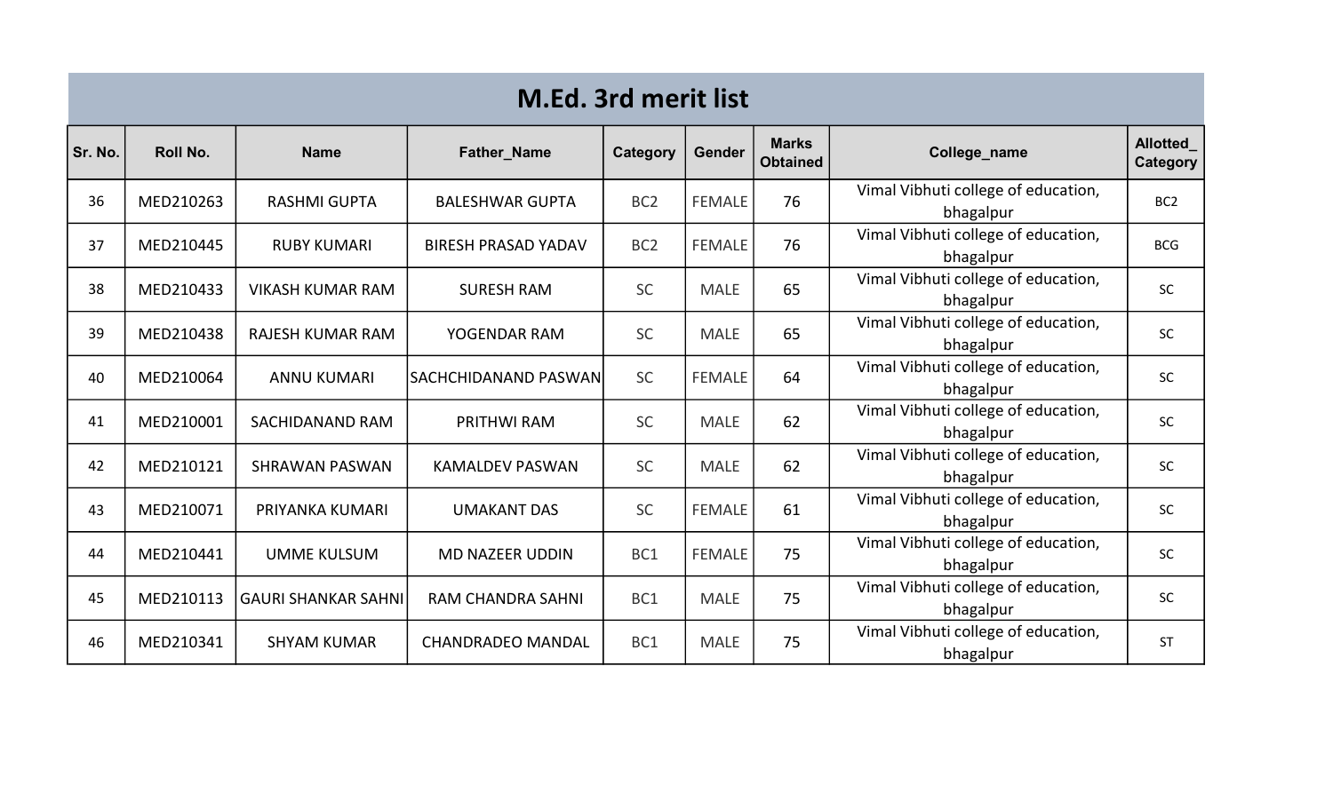# M.Ed. 3rd merit list

| Sr. No. | Roll No. | Name | Father_Name | Category | Gender | Marks Obtained | College_name | Allotted_ Category |
|---|---|---|---|---|---|---|---|---|
| 36 | MED210263 | RASHMI GUPTA | BALESHWAR GUPTA | BC2 | FEMALE | 76 | Vimal Vibhuti college of education, bhagalpur | BC2 |
| 37 | MED210445 | RUBY KUMARI | BIRESH PRASAD YADAV | BC2 | FEMALE | 76 | Vimal Vibhuti college of education, bhagalpur | BCG |
| 38 | MED210433 | VIKASH KUMAR RAM | SURESH RAM | SC | MALE | 65 | Vimal Vibhuti college of education, bhagalpur | SC |
| 39 | MED210438 | RAJESH KUMAR RAM | YOGENDAR RAM | SC | MALE | 65 | Vimal Vibhuti college of education, bhagalpur | SC |
| 40 | MED210064 | ANNU KUMARI | SACHCHIDANAND PASWAN | SC | FEMALE | 64 | Vimal Vibhuti college of education, bhagalpur | SC |
| 41 | MED210001 | SACHIDANAND RAM | PRITHWI RAM | SC | MALE | 62 | Vimal Vibhuti college of education, bhagalpur | SC |
| 42 | MED210121 | SHRAWAN PASWAN | KAMALDEV PASWAN | SC | MALE | 62 | Vimal Vibhuti college of education, bhagalpur | SC |
| 43 | MED210071 | PRIYANKA KUMARI | UMAKANT DAS | SC | FEMALE | 61 | Vimal Vibhuti college of education, bhagalpur | SC |
| 44 | MED210441 | UMME KULSUM | MD NAZEER UDDIN | BC1 | FEMALE | 75 | Vimal Vibhuti college of education, bhagalpur | SC |
| 45 | MED210113 | GAURI SHANKAR SAHNI | RAM CHANDRA SAHNI | BC1 | MALE | 75 | Vimal Vibhuti college of education, bhagalpur | SC |
| 46 | MED210341 | SHYAM KUMAR | CHANDRADEO MANDAL | BC1 | MALE | 75 | Vimal Vibhuti college of education, bhagalpur | ST |